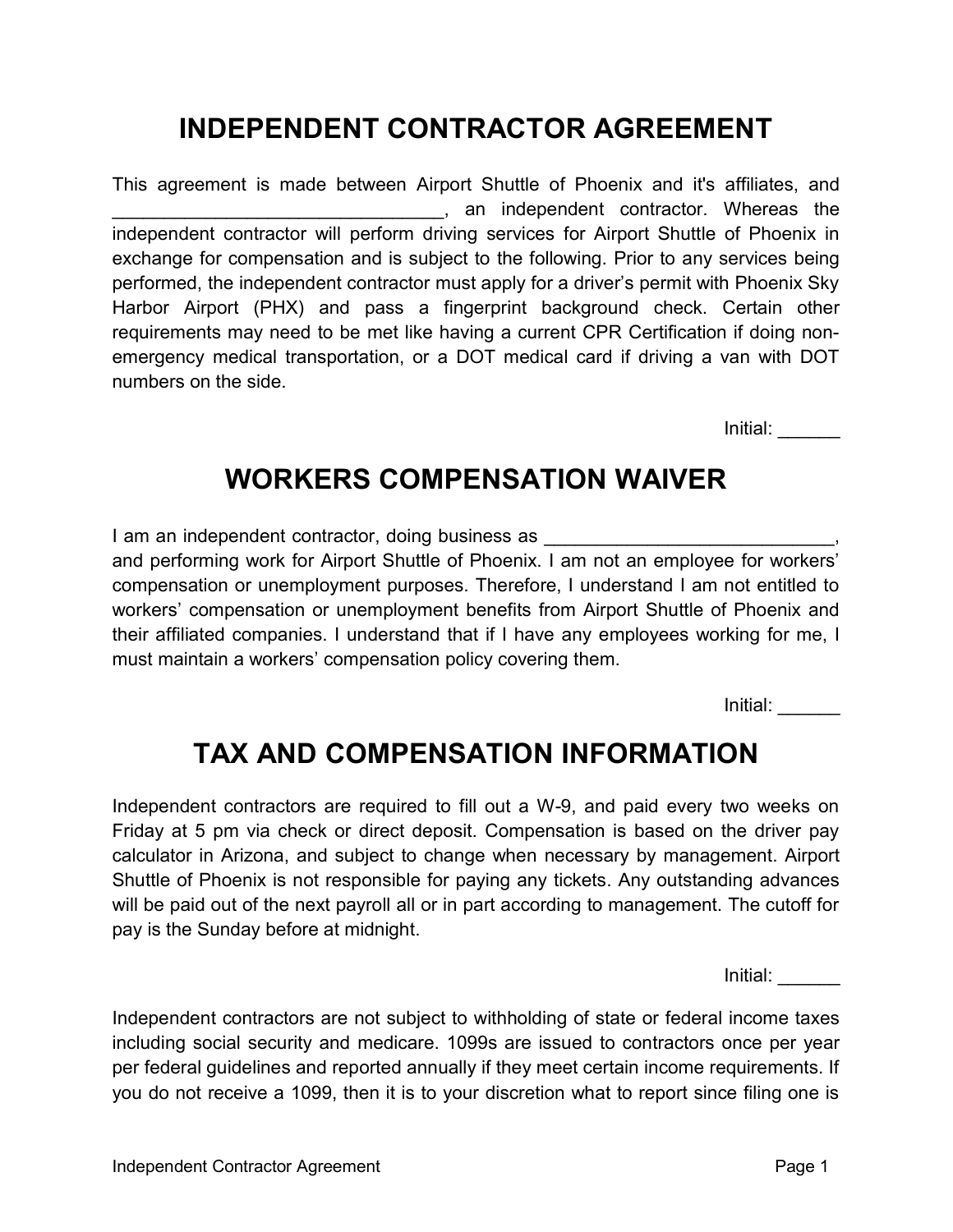# INDEPENDENT CONTRACTOR AGREEMENT

This agreement is made between Airport Shuttle of Phoenix and it's affiliates, and ________________________________, an independent contractor. Whereas the independent contractor will perform driving services for Airport Shuttle of Phoenix in exchange for compensation and is subject to the following. Prior to any services being performed, the independent contractor must apply for a driver's permit with Phoenix Sky Harbor Airport (PHX) and pass a fingerprint background check. Certain other requirements may need to be met like having a current CPR Certification if doing non-emergency medical transportation, or a DOT medical card if driving a van with DOT numbers on the side.

Initial: ______

# WORKERS COMPENSATION WAIVER

I am an independent contractor, doing business as ____________________________, and performing work for Airport Shuttle of Phoenix. I am not an employee for workers' compensation or unemployment purposes. Therefore, I understand I am not entitled to workers' compensation or unemployment benefits from Airport Shuttle of Phoenix and their affiliated companies. I understand that if I have any employees working for me, I must maintain a workers' compensation policy covering them.

Initial: ______

# TAX AND COMPENSATION INFORMATION

Independent contractors are required to fill out a W-9, and paid every two weeks on Friday at 5 pm via check or direct deposit. Compensation is based on the driver pay calculator in Arizona, and subject to change when necessary by management. Airport Shuttle of Phoenix is not responsible for paying any tickets. Any outstanding advances will be paid out of the next payroll all or in part according to management. The cutoff for pay is the Sunday before at midnight.

Initial: ______

Independent contractors are not subject to withholding of state or federal income taxes including social security and medicare. 1099s are issued to contractors once per year per federal guidelines and reported annually if they meet certain income requirements. If you do not receive a 1099, then it is to your discretion what to report since filing one is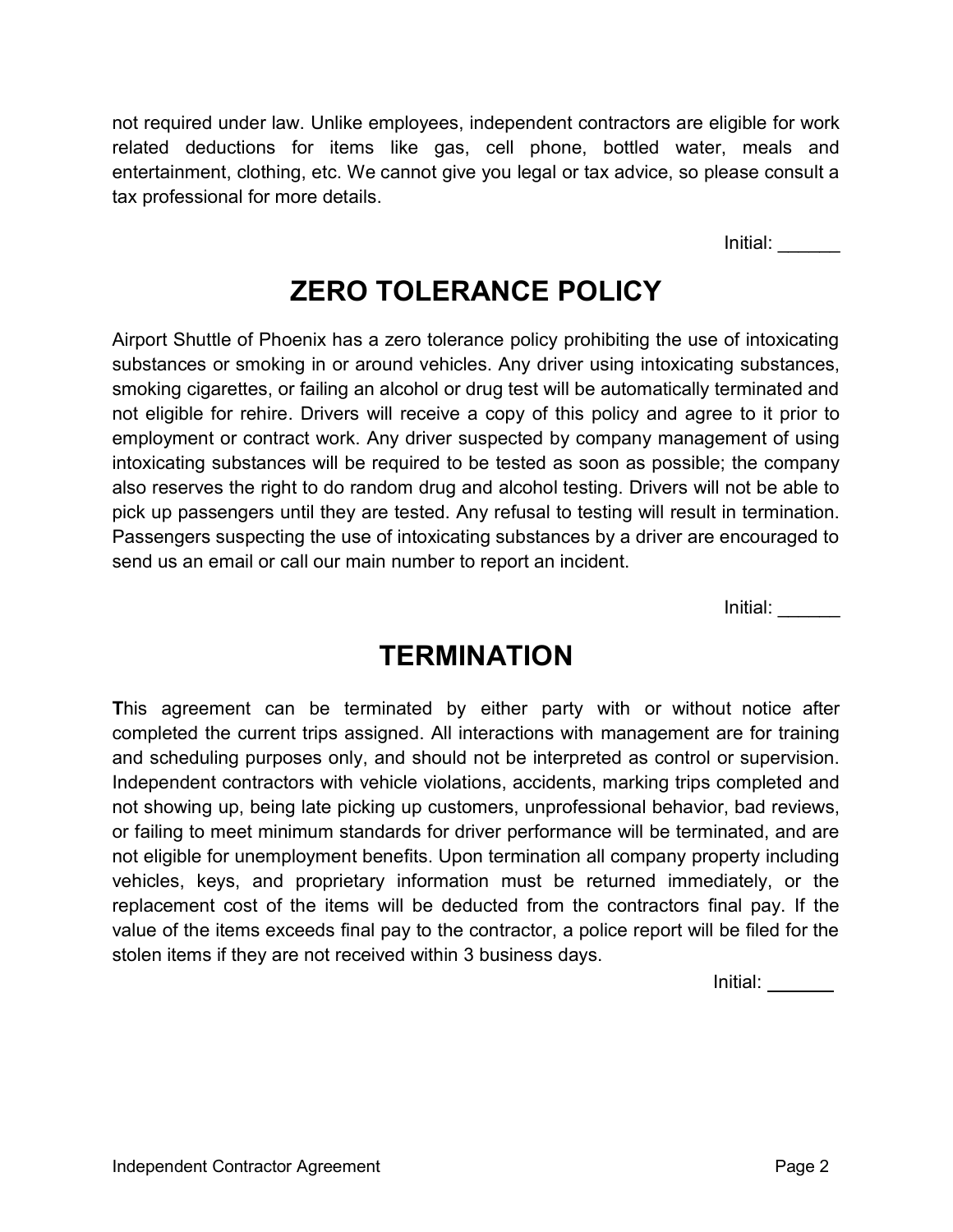not required under law. Unlike employees, independent contractors are eligible for work related deductions for items like gas, cell phone, bottled water, meals and entertainment, clothing, etc. We cannot give you legal or tax advice, so please consult a tax professional for more details.

Initial: ______

## ZERO TOLERANCE POLICY

Airport Shuttle of Phoenix has a zero tolerance policy prohibiting the use of intoxicating substances or smoking in or around vehicles. Any driver using intoxicating substances, smoking cigarettes, or failing an alcohol or drug test will be automatically terminated and not eligible for rehire. Drivers will receive a copy of this policy and agree to it prior to employment or contract work. Any driver suspected by company management of using intoxicating substances will be required to be tested as soon as possible; the company also reserves the right to do random drug and alcohol testing. Drivers will not be able to pick up passengers until they are tested. Any refusal to testing will result in termination. Passengers suspecting the use of intoxicating substances by a driver are encouraged to send us an email or call our main number to report an incident.

Initial: ______

## TERMINATION

**T**his agreement can be terminated by either party with or without notice after completed the current trips assigned. All interactions with management are for training and scheduling purposes only, and should not be interpreted as control or supervision. Independent contractors with vehicle violations, accidents, marking trips completed and not showing up, being late picking up customers, unprofessional behavior, bad reviews, or failing to meet minimum standards for driver performance will be terminated, and are not eligible for unemployment benefits. Upon termination all company property including vehicles, keys, and proprietary information must be returned immediately, or the replacement cost of the items will be deducted from the contractors final pay. If the value of the items exceeds final pay to the contractor, a police report will be filed for the stolen items if they are not received within 3 business days.

Initial: ______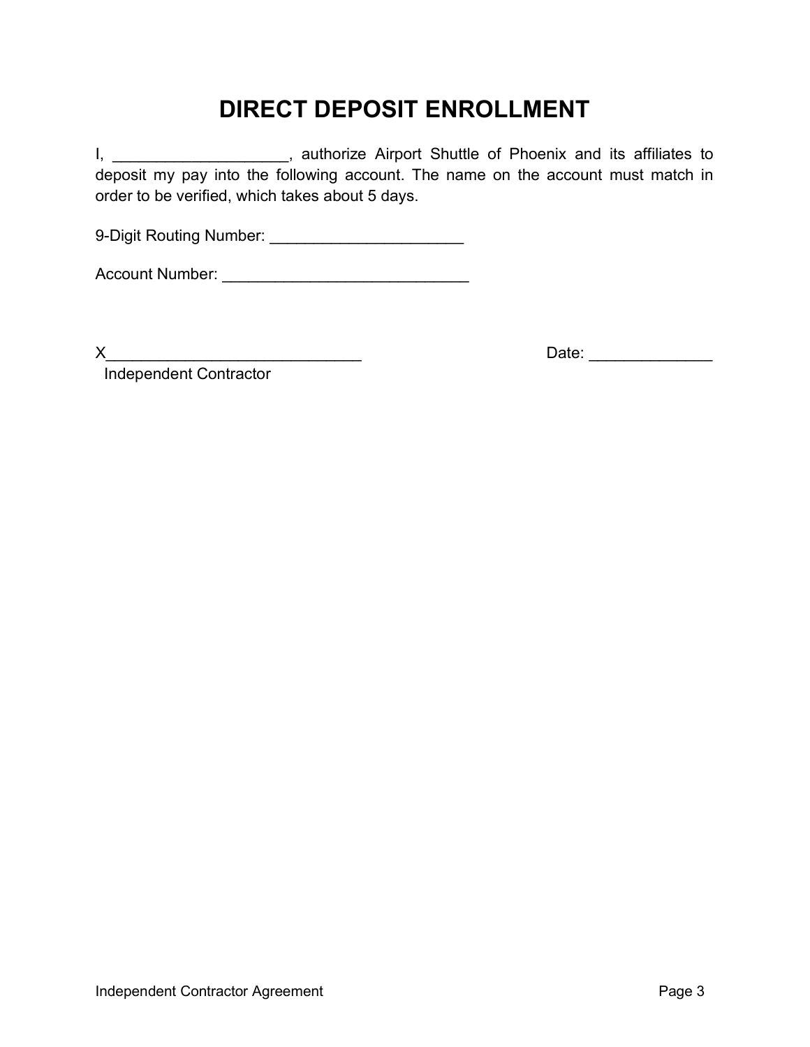# DIRECT DEPOSIT ENROLLMENT

I, ____________________, authorize Airport Shuttle of Phoenix and its affiliates to deposit my pay into the following account. The name on the account must match in order to be verified, which takes about 5 days.

9-Digit Routing Number: ______________________

Account Number: ____________________________

X_____________________________ Date: ______________

Independent Contractor